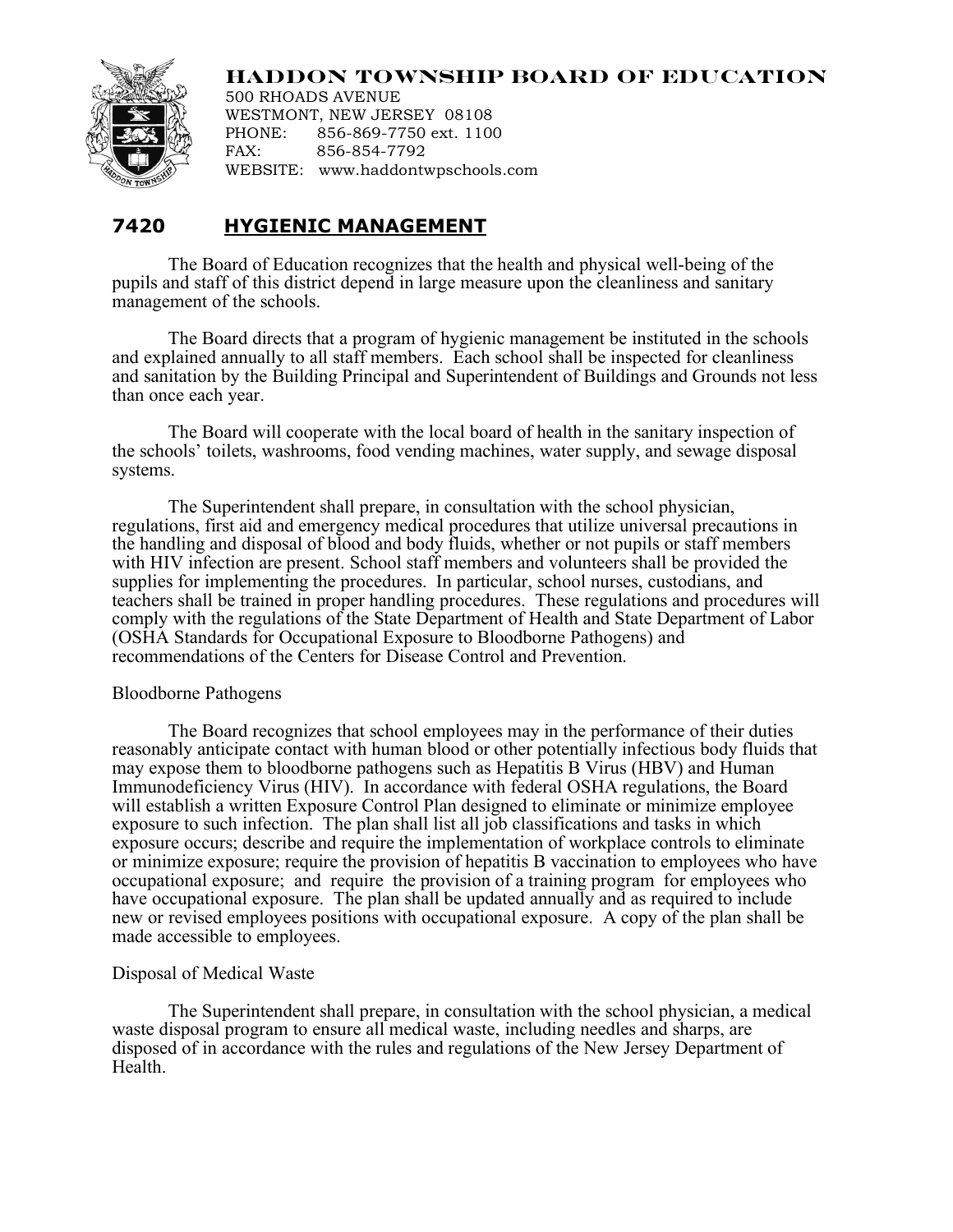# HADDON TOWNSHIP BOARD OF EDUCATION

500 RHOADS AVENUE
WESTMONT, NEW JERSEY 08108
PHONE: 856-869-7750 ext. 1100
FAX: 856-854-7792
WEBSITE: www.haddontwpschools.com

## 7420 HYGIENIC MANAGEMENT

The Board of Education recognizes that the health and physical well-being of the pupils and staff of this district depend in large measure upon the cleanliness and sanitary management of the schools.

The Board directs that a program of hygienic management be instituted in the schools and explained annually to all staff members. Each school shall be inspected for cleanliness and sanitation by the Building Principal and Superintendent of Buildings and Grounds not less than once each year.

The Board will cooperate with the local board of health in the sanitary inspection of the schools' toilets, washrooms, food vending machines, water supply, and sewage disposal systems.

The Superintendent shall prepare, in consultation with the school physician, regulations, first aid and emergency medical procedures that utilize universal precautions in the handling and disposal of blood and body fluids, whether or not pupils or staff members with HIV infection are present. School staff members and volunteers shall be provided the supplies for implementing the procedures. In particular, school nurses, custodians, and teachers shall be trained in proper handling procedures. These regulations and procedures will comply with the regulations of the State Department of Health and State Department of Labor (OSHA Standards for Occupational Exposure to Bloodborne Pathogens) and recommendations of the Centers for Disease Control and Prevention.

### Bloodborne Pathogens

The Board recognizes that school employees may in the performance of their duties reasonably anticipate contact with human blood or other potentially infectious body fluids that may expose them to bloodborne pathogens such as Hepatitis B Virus (HBV) and Human Immunodeficiency Virus (HIV). In accordance with federal OSHA regulations, the Board will establish a written Exposure Control Plan designed to eliminate or minimize employee exposure to such infection. The plan shall list all job classifications and tasks in which exposure occurs; describe and require the implementation of workplace controls to eliminate or minimize exposure; require the provision of hepatitis B vaccination to employees who have occupational exposure; and require the provision of a training program for employees who have occupational exposure. The plan shall be updated annually and as required to include new or revised employees positions with occupational exposure. A copy of the plan shall be made accessible to employees.

### Disposal of Medical Waste

The Superintendent shall prepare, in consultation with the school physician, a medical waste disposal program to ensure all medical waste, including needles and sharps, are disposed of in accordance with the rules and regulations of the New Jersey Department of Health.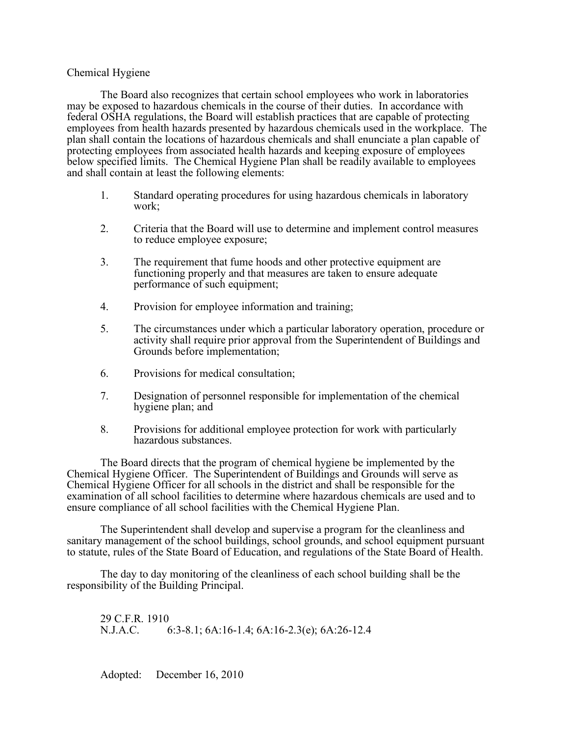Chemical Hygiene

The Board also recognizes that certain school employees who work in laboratories may be exposed to hazardous chemicals in the course of their duties. In accordance with federal OSHA regulations, the Board will establish practices that are capable of protecting employees from health hazards presented by hazardous chemicals used in the workplace. The plan shall contain the locations of hazardous chemicals and shall enunciate a plan capable of protecting employees from associated health hazards and keeping exposure of employees below specified limits. The Chemical Hygiene Plan shall be readily available to employees and shall contain at least the following elements:

1. Standard operating procedures for using hazardous chemicals in laboratory work;

2. Criteria that the Board will use to determine and implement control measures to reduce employee exposure;

3. The requirement that fume hoods and other protective equipment are functioning properly and that measures are taken to ensure adequate performance of such equipment;

4. Provision for employee information and training;

5. The circumstances under which a particular laboratory operation, procedure or activity shall require prior approval from the Superintendent of Buildings and Grounds before implementation;

6. Provisions for medical consultation;

7. Designation of personnel responsible for implementation of the chemical hygiene plan; and

8. Provisions for additional employee protection for work with particularly hazardous substances.

The Board directs that the program of chemical hygiene be implemented by the Chemical Hygiene Officer. The Superintendent of Buildings and Grounds will serve as Chemical Hygiene Officer for all schools in the district and shall be responsible for the examination of all school facilities to determine where hazardous chemicals are used and to ensure compliance of all school facilities with the Chemical Hygiene Plan.

The Superintendent shall develop and supervise a program for the cleanliness and sanitary management of the school buildings, school grounds, and school equipment pursuant to statute, rules of the State Board of Education, and regulations of the State Board of Health.

The day to day monitoring of the cleanliness of each school building shall be the responsibility of the Building Principal.

29 C.F.R. 1910
N.J.A.C. 6:3-8.1; 6A:16-1.4; 6A:16-2.3(e); 6A:26-12.4

Adopted: December 16, 2010